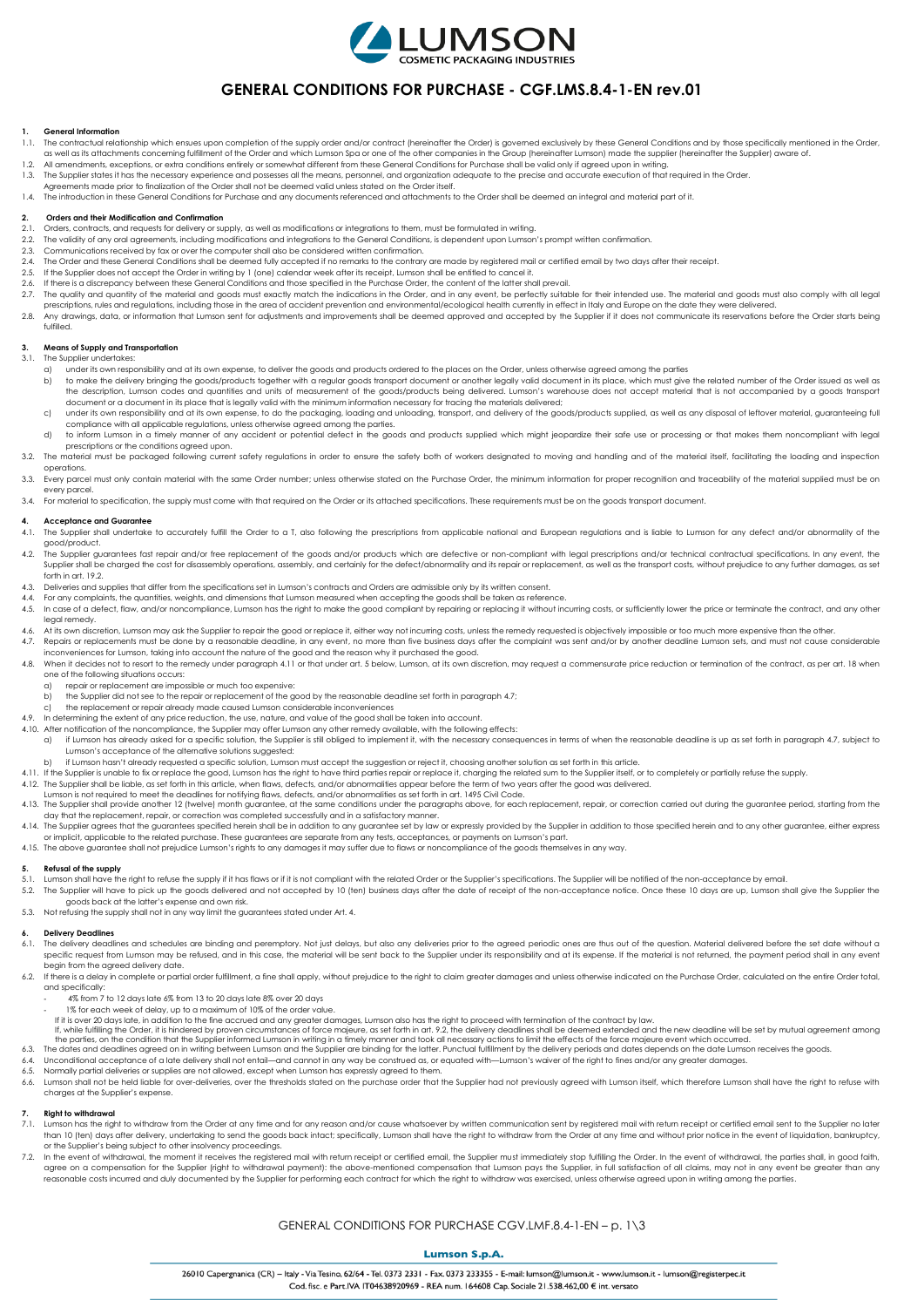# GENERAL CONDITIONS FOR PURCHASE - CGF.LMS.8.4-1-EN rev.01

## 1. General Information

1.1. The contractual relationship which ensues upon completion of the supply order and/or contract (hereinafter the Order) is governed exclusively by these General Conditions and by those specifically mentioned in the Order, as well as its attachments concerning fulfillment of the Order and which Lumson Spa or one of the other companies in the Group (hereinafter Lumson) made the supplier (hereinafter the Supplier) aware of.

1.2. All amendments, exceptions, or extra conditions entirely or somewhat different from these General Conditions for Purchase shall be valid only if agreed upon in writing.

1.3. The Supplier states it has the necessary experience and possesses all the means, personnel, and organization adequate to the precise and accurate execution of that required in the Order. Agreements made prior to finalization of the Order shall not be deemed valid unless stated on the Order itself.

1.4. The introduction in these General Conditions for Purchase and any documents referenced and attachments to the Order shall be deemed an integral and material part of it.

## 2. Orders and their Modification and Confirmation

2.1. Orders, contracts, and requests for delivery or supply, as well as modifications or integrations to them, must be formulated in writing.

2.2. The validity of any oral agreements, including modifications and integrations to the General Conditions, is dependent upon Lumson's prompt written confirmation.

2.3. Communications received by fax or over the computer shall also be considered written confirmation.

2.4. The Order and these General Conditions shall be deemed fully accepted if no remarks to the contrary are made by registered mail or certified email by two days after their receipt.

2.5. If the Supplier does not accept the Order in writing by 1 (one) calendar week after its receipt, Lumson shall be entitled to cancel it.

2.6. If there is a discrepancy between these General Conditions and those specified in the Purchase Order, the content of the latter shall prevail.

2.7. The quality and quantity of the material and goods must exactly match the indications in the Order, and in any event, be perfectly suitable for their intended use. The material and goods must also comply with all legal prescriptions, rules and regulations, including those in the area of accident prevention and environmental/ecological health currently in effect in Italy and Europe on the date they were delivered.

2.8. Any drawings, data, or information that Lumson sent for adjustments and improvements shall be deemed approved and accepted by the Supplier if it does not communicate its reservations before the Order starts being fulfilled.

## 3. Means of Supply and Transportation

3.1. The Supplier undertakes:

a) under its own responsibility and at its own expense, to deliver the goods and products ordered to the places on the Order, unless otherwise agreed among the parties

b) to make the delivery bringing the goods/products together with a regular goods transport document or another legally valid document in its place, which must give the related number of the Order issued as well as the description, Lumson codes and quantities and units of measurement of the goods/products being delivered. Lumson's warehouse does not accept material that is not accompanied by a goods transport document or a document in its place that is legally valid with the minimum information necessary for tracing the materials delivered;

c) under its own responsibility and at its own expense, to do the packaging, loading and unloading, transport, and delivery of the goods/products supplied, as well as any disposal of leftover material, guaranteeing full compliance with all applicable regulations, unless otherwise agreed among the parties.

d) to inform Lumson in a timely manner of any accident or potential defect in the goods and products supplied which might jeopardize their safe use or processing or that makes them noncompliant with legal prescriptions or the conditions agreed upon.

3.2. The material must be packaged following current safety regulations in order to ensure the safety both of workers designated to moving and handling and of the material itself, facilitating the loading and inspection operations.

3.3. Every parcel must only contain material with the same Order number; unless otherwise stated on the Purchase Order, the minimum information for proper recognition and traceability of the material supplied must be on every parcel.

3.4. For material to specification, the supply must come with that required on the Order or its attached specifications. These requirements must be on the goods transport document.

## 4. Acceptance and Guarantee

4.1. The Supplier shall undertake to accurately fulfill the Order to a T, also following the prescriptions from applicable national and European regulations and is liable to Lumson for any defect and/or abnormality of the good/product.

4.2. The Supplier guarantees fast repair and/or free replacement of the goods and/or products which are defective or non-compliant with legal prescriptions and/or technical contractual specifications. In any event, the Supplier shall be charged the cost for disassembly operations, assembly, and certainly for the defect/abnormality and its repair or replacement, as well as the transport costs, without prejudice to any further damages, as set forth in art. 19.2.

4.3. Deliveries and supplies that differ from the specifications set in Lumson's contracts and Orders are admissible only by its written consent.

4.4. For any complaints, the quantities, weights, and dimensions that Lumson measured when accepting the goods shall be taken as reference.

4.5. In case of a defect, flaw, and/or noncompliance, Lumson has the right to make the good compliant by repairing or replacing it without incurring costs, or sufficiently lower the price or terminate the contract, and any other legal remedy.

4.6. At its own discretion, Lumson may ask the Supplier to repair the good or replace it, either way not incurring costs, unless the remedy requested is objectively impossible or too much more expensive than the other.

4.7. Repairs or replacements must be done by a reasonable deadline, in any event, no more than five business days after the complaint was sent and/or by another deadline Lumson sets, and must not cause considerable inconveniences for Lumson, taking into account the nature of the good and the reason why it purchased the good.

4.8. When it decides not to resort to the remedy under paragraph 4.11 or that under art. 5 below, Lumson, at its own discretion, may request a commensurate price reduction or termination of the contract, as per art. 18 when one of the following situations occurs:

a) repair or replacement are impossible or much too expensive;

b) the Supplier did not see to the repair or replacement of the good by the reasonable deadline set forth in paragraph 4.7;

c) the replacement or repair already made caused Lumson considerable inconveniences

4.9. In determining the extent of any price reduction, the use, nature, and value of the good shall be taken into account.

4.10. After notification of the noncompliance, the Supplier may offer Lumson any other remedy available, with the following effects:

a) if Lumson has already asked for a specific solution, the Supplier is still obliged to implement it, with the necessary consequences in terms of when the reasonable deadline is up as set forth in paragraph 4.7, subject to Lumson's acceptance of the alternative solutions suggested;

b) if Lumson hasn't already requested a specific solution, Lumson must accept the suggestion or reject it, choosing another solution as set forth in this article.

4.11. If the Supplier is unable to fix or replace the good, Lumson has the right to have third parties repair or replace it, charging the related sum to the Supplier itself, or to completely or partially refuse the supply.

4.12. The Supplier shall be liable, as set forth in this article, when flaws, defects, and/or abnormalities appear before the term of two years after the good was delivered. Lumson is not required to meet the deadlines for notifying flaws, defects, and/or abnormalities as set forth in art. 1495 Civil Code.

4.13. The Supplier shall provide another 12 (twelve) month guarantee, at the same conditions under the paragraphs above, for each replacement, repair, or correction carried out during the guarantee period, starting from the day that the replacement, repair, or correction was completed successfully and in a satisfactory manner.

4.14. The Supplier agrees that the guarantees specified herein shall be in addition to any guarantee set by law or expressly provided by the Supplier in addition to those specified herein and to any other guarantee, either express or implicit, applicable to the related purchase. These guarantees are separate from any tests, acceptances, or payments on Lumson's part.

4.15. The above guarantee shall not prejudice Lumson's rights to any damages it may suffer due to flaws or noncompliance of the goods themselves in any way.

## 5. Refusal of the supply

5.1. Lumson shall have the right to refuse the supply if it has flaws or if it is not compliant with the related Order or the Supplier's specifications. The Supplier will be notified of the non-acceptance by email.

5.2. The Supplier will have to pick up the goods delivered and not accepted by 10 (ten) business days after the date of receipt of the non-acceptance notice. Once these 10 days are up, Lumson shall give the Supplier the goods back at the latter's expense and own risk.

5.3. Not refusing the supply shall not in any way limit the guarantees stated under Art. 4.

## 6. Delivery Deadlines

6.1. The delivery deadlines and schedules are binding and peremptory. Not just delays, but also any deliveries prior to the agreed periodic ones are thus out of the question. Material delivered before the set date without a specific request from Lumson may be refused, and in this case, the material will be sent back to the Supplier under its responsibility and at its expense. If the material is not returned, the payment period shall in any event begin from the agreed delivery date.

6.2. If there is a delay in complete or partial order fulfillment, a fine shall apply, without prejudice to the right to claim greater damages and unless otherwise indicated on the Purchase Order, calculated on the entire Order total, and specifically:

- 4% from 7 to 12 days late 6% from 13 to 20 days late 8% over 20 days
- 1% for each week of delay, up to a maximum of 10% of the order value.

If it is over 20 days late, in addition to the fine accrued and any greater damages, Lumson also has the right to proceed with termination of the contract by law.

If, while fulfilling the Order, it is hindered by proven circumstances of force majeure, as set forth in art. 9.2, the delivery deadlines shall be deemed extended and the new deadline will be set by mutual agreement among the parties, on the condition that the Supplier informed Lumson in writing in a timely manner and took all necessary actions to limit the effects of the force majeure event which occurred.

6.3. The dates and deadlines agreed on in writing between Lumson and the Supplier are binding for the latter. Punctual fulfillment by the delivery periods and dates depends on the date Lumson receives the goods.

6.4. Unconditional acceptance of a late delivery shall not entail—and cannot in any way be construed as, or equated with—Lumson's waiver of the right to fines and/or any greater damages.

6.5. Normally partial deliveries or supplies are not allowed, except when Lumson has expressly agreed to them.

6.6. Lumson shall not be held liable for over-deliveries, over the thresholds stated on the purchase order that the Supplier had not previously agreed with Lumson itself, which therefore Lumson shall have the right to refuse with charges at the Supplier's expense.

## 7. Right to withdrawal

7.1. Lumson has the right to withdraw from the Order at any time and for any reason and/or cause whatsoever by written communication sent by registered mail with return receipt or certified email sent to the Supplier no later than 10 (ten) days after delivery, undertaking to send the goods back intact; specifically, Lumson shall have the right to withdraw from the Order at any time and without prior notice in the event of liquidation, bankruptcy, or the Supplier's being subject to other insolvency proceedings.

7.2. In the event of withdrawal, the moment it receives the registered mail with return receipt or certified email, the Supplier must immediately stop fulfilling the Order. In the event of withdrawal, the parties shall, in good faith, agree on a compensation for the Supplier (right to withdrawal payment): the above-mentioned compensation that Lumson pays the Supplier, in full satisfaction of all claims, may not in any event be greater than any reasonable costs incurred and duly documented by the Supplier for performing each contract for which the right to withdraw was exercised, unless otherwise agreed upon in writing among the parties.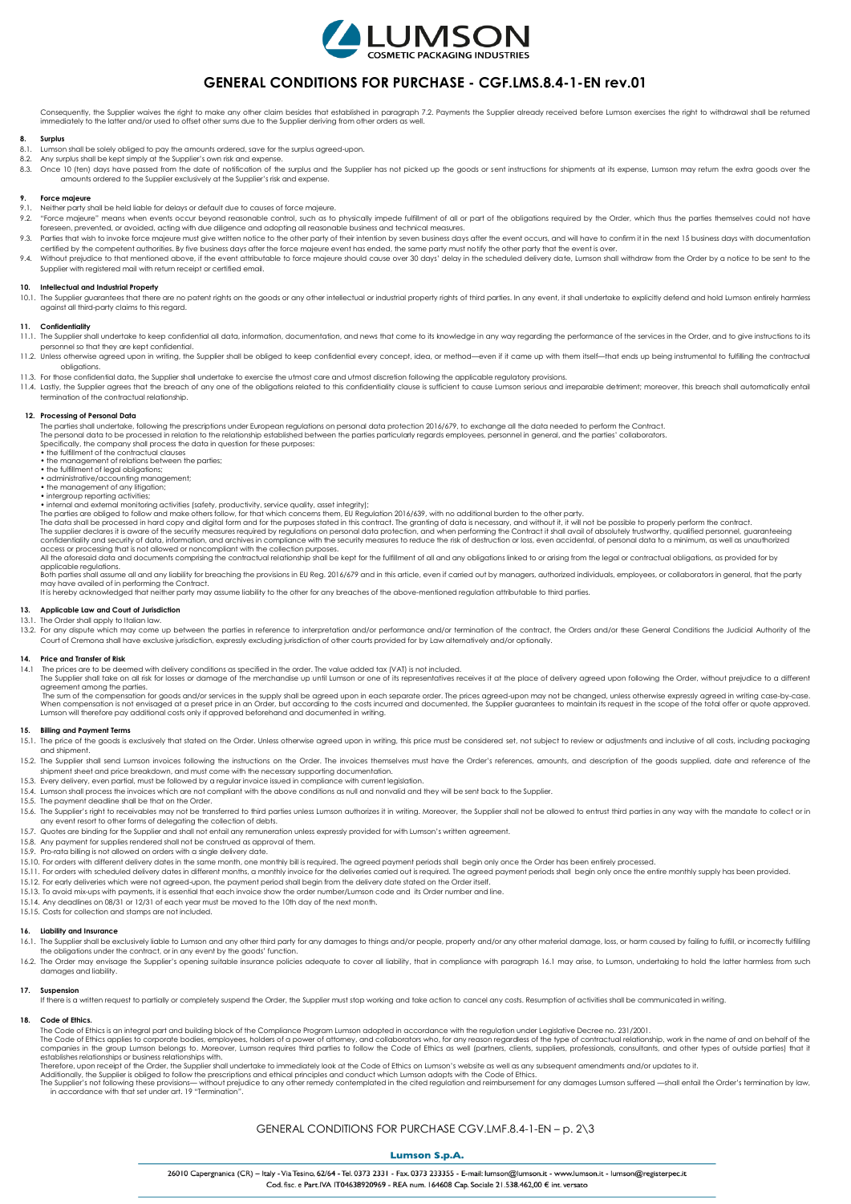# GENERAL CONDITIONS FOR PURCHASE - CGF.LMS.8.4-1-EN rev.01

Consequently, the Supplier waives the right to make any other claim besides that established in paragraph 7.2. Payments the Supplier already received before Lumson exercises the right to withdrawal shall be returned immediately to the latter and/or used to offset other sums due to the Supplier deriving from other orders as well.

## 8. Surplus

8.1. Lumson shall be solely obliged to pay the amounts ordered, save for the surplus agreed-upon.
8.2. Any surplus shall be kept simply at the Supplier's own risk and expense.
8.3. Once 10 (ten) days have passed from the date of notification of the surplus and the Supplier has not picked up the goods or sent instructions for shipments at its expense, Lumson may return the extra goods over the amounts ordered to the Supplier exclusively at the Supplier's risk and expense.

## 9. Force majeure

9.1. Neither party shall be held liable for delays or default due to causes of force majeure.
9.2. "Force majeure" means when events occur beyond reasonable control, such as to physically impede fulfillment of all or part of the obligations required by the Order, which thus the parties themselves could not have foreseen, prevented, or avoided, acting with due diligence and adopting all reasonable business and technical measures.
9.3. Parties that wish to invoke force majeure must give written notice to the other party of their intention by seven business days after the event occurs, and will have to confirm it in the next 15 business days with documentation certified by the competent authorities. By five business days after the force majeure event has ended, the same party must notify the other party that the event is over.
9.4. Without prejudice to that mentioned above, if the event attributable to force majeure should cause over 30 days' delay in the scheduled delivery date, Lumson shall withdraw from the Order by a notice to be sent to the Supplier with registered mail with return receipt or certified email.

## 10. Intellectual and Industrial Property

10.1. The Supplier guarantees that there are no patent rights on the goods or any other intellectual or industrial property rights of third parties. In any event, it shall undertake to explicitly defend and hold Lumson entirely harmless against all third-party claims to this regard.

## 11. Confidentiality

11.1. The Supplier shall undertake to keep confidential all data, information, documentation, and news that come to its knowledge in any way regarding the performance of the services in the Order, and to give instructions to its personnel so that they are kept confidential.
11.2. Unless otherwise agreed upon in writing, the Supplier shall be obliged to keep confidential every concept, idea, or method—even if it came up with them itself—that ends up being instrumental to fulfilling the contractual obligations.
11.3. For those confidential data, the Supplier shall undertake to exercise the utmost care and utmost discretion following the applicable regulatory provisions.
11.4. Lastly, the Supplier agrees that the breach of any one of the obligations related to this confidentiality clause is sufficient to cause Lumson serious and irreparable detriment; moreover, this breach shall automatically entail termination of the contractual relationship.

## 12. Processing of Personal Data

The parties shall undertake, following the prescriptions under European regulations on personal data protection 2016/679, to exchange all the data needed to perform the Contract.
The personal data to be processed in relation to the relationship established between the parties particularly regards employees, personnel in general, and the parties' collaborators.
Specifically, the company shall process the data in question for these purposes:

- the fulfillment of the contractual clauses
- the management of relations between the parties;
- the fulfillment of legal obligations;
- administrative/accounting management;
- the management of any litigation;
- intergroup reporting activities;
- internal and external monitoring activities (safety, productivity, service quality, asset integrity);

The parties are obliged to follow and make others follow, for that which concerns them, EU Regulation 2016/639, with no additional burden to the other party.
The data shall be processed in hard copy and digital form and for the purposes stated in this contract. The granting of data is necessary, and without it, it will not be possible to properly perform the contract.
The supplier declares it is aware of the security measures required by regulations on personal data protection, and when performing the Contract it shall avail of absolutely trustworthy, qualified personnel, guaranteeing confidentiality and security of data, information, and archives in compliance with the security measures to reduce the risk of destruction or loss, even accidental, of personal data to a minimum, as well as unauthorized access or processing that is not allowed or noncompliant with the collection purposes.
All the aforesaid data and documents comprising the contractual relationship shall be kept for the fulfillment of all and any obligations linked to or arising from the legal or contractual obligations, as provided for by applicable regulations.
Both parties shall assume all and any liability for breaching the provisions in EU Reg. 2016/679 and in this article, even if carried out by managers, authorized individuals, employees, or collaborators in general, that the party may have availed of in performing the Contract.
It is hereby acknowledged that neither party may assume liability to the other for any breaches of the above-mentioned regulation attributable to third parties.

## 13. Applicable Law and Court of Jurisdiction

13.1. The Order shall apply to Italian law.
13.2. For any dispute which may come up between the parties in reference to interpretation and/or performance and/or termination of the contract, the Orders and/or these General Conditions the Judicial Authority of the Court of Cremona shall have exclusive jurisdiction, expressly excluding jurisdiction of other courts provided for by Law alternatively and/or optionally.

## 14. Price and Transfer of Risk

14.1 The prices are to be deemed with delivery conditions as specified in the order. The value added tax (VAT) is not included.
The Supplier shall take on all risk for losses or damage of the merchandise up until Lumson or one of its representatives receives it at the place of delivery agreed upon following the Order, without prejudice to a different agreement among the parties.
The sum of the compensation for goods and/or services in the supply shall be agreed upon in each separate order. The prices agreed-upon may not be changed, unless otherwise expressly agreed in writing case-by-case. When compensation is not envisaged at a preset price in an Order, but according to the costs incurred and documented, the Supplier guarantees to maintain its request in the scope of the total offer or quote approved. Lumson will therefore pay additional costs only if approved beforehand and documented in writing.

## 15. Billing and Payment Terms

15.1. The price of the goods is exclusively that stated on the Order. Unless otherwise agreed upon in writing, this price must be considered set, not subject to review or adjustments and inclusive of all costs, including packaging and shipment.
15.2. The Supplier shall send Lumson invoices following the instructions on the Order. The invoices themselves must have the Order's references, amounts, and description of the goods supplied, date and reference of the shipment sheet and price breakdown, and must come with the necessary supporting documentation.
15.3. Every delivery, even partial, must be followed by a regular invoice issued in compliance with current legislation.
15.4. Lumson shall process the invoices which are not compliant with the above conditions as null and nonvalid and they will be sent back to the Supplier.
15.5. The payment deadline shall be that on the Order.
15.6. The Supplier's right to receivables may not be transferred to third parties unless Lumson authorizes it in writing. Moreover, the Supplier shall not be allowed to entrust third parties in any way with the mandate to collect or in any event resort to other forms of delegating the collection of debts.
15.7. Quotes are binding for the Supplier and shall not entail any remuneration unless expressly provided for with Lumson's written agreement.
15.8. Any payment for supplies rendered shall not be construed as approval of them.
15.9. Pro-rata billing is not allowed on orders with a single delivery date.
15.10. For orders with different delivery dates in the same month, one monthly bill is required. The agreed payment periods shall begin only once the Order has been entirely processed.
15.11. For orders with scheduled delivery dates in different months, a monthly invoice for the deliveries carried out is required. The agreed payment periods shall begin only once the entire monthly supply has been provided.
15.12. For early deliveries which were not agreed-upon, the payment period shall begin from the delivery date stated on the Order itself.
15.13. To avoid mix-ups with payments, it is essential that each invoice show the order number/Lumson code and its Order number and line.
15.14. Any deadlines on 08/31 or 12/31 of each year must be moved to the 10th day of the next month.
15.15. Costs for collection and stamps are not included.

## 16. Liability and Insurance

16.1. The Supplier shall be exclusively liable to Lumson and any other third party for any damages to things and/or people, property and/or any other material damage, loss, or harm caused by failing to fulfill, or incorrectly fulfilling the obligations under the contract, or in any event by the goods' function.
16.2. The Order may envisage the Supplier's opening suitable insurance policies adequate to cover all liability, that in compliance with paragraph 16.1 may arise, to Lumson, undertaking to hold the latter harmless from such damages and liability.

## 17. Suspension

If there is a written request to partially or completely suspend the Order, the Supplier must stop working and take action to cancel any costs. Resumption of activities shall be communicated in writing.

## 18. Code of Ethics.

The Code of Ethics is an integral part and building block of the Compliance Program Lumson adopted in accordance with the regulation under Legislative Decree no. 231/2001.
The Code of Ethics applies to corporate bodies, employees, holders of a power of attorney, and collaborators who, for any reason regardless of the type of contractual relationship, work in the name of and on behalf of the companies in the group Lumson belongs to. Moreover, Lumson requires third parties to follow the Code of Ethics as well (partners, clients, suppliers, professionals, consultants, and other types of outside parties) that it establishes relationships or business relationships with.
Therefore, upon receipt of the Order, the Supplier shall undertake to immediately look at the Code of Ethics on Lumson's website as well as any subsequent amendments and/or updates to it.
Additionally, the Supplier is obliged to follow the prescriptions and ethical principles and conduct which Lumson adopts with the Code of Ethics.
The Supplier's not following these provisions— without prejudice to any other remedy contemplated in the cited regulation and reimbursement for any damages Lumson suffered —shall entail the Order's termination by law, in accordance with that set under art. 19 "Termination".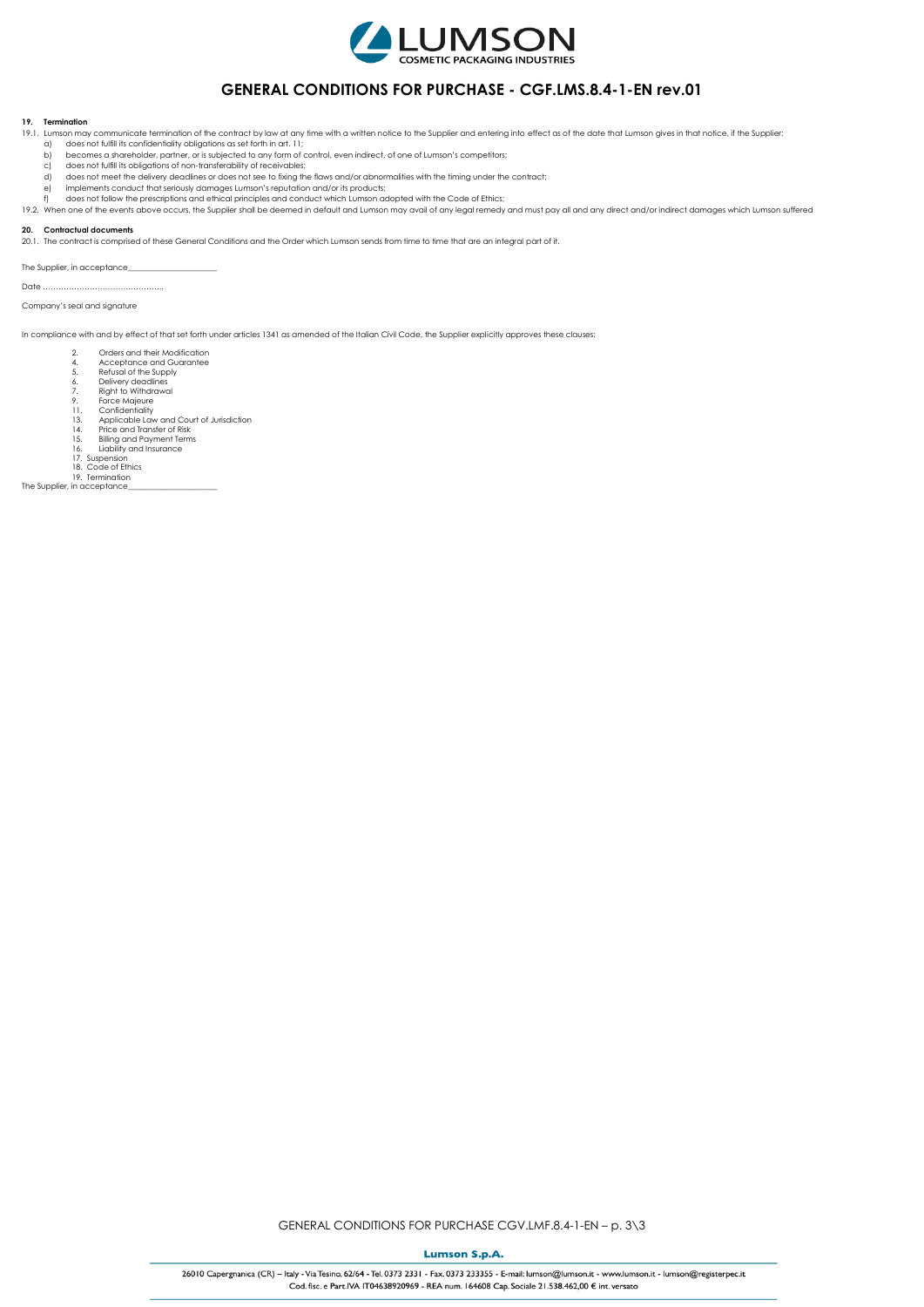## GENERAL CONDITIONS FOR PURCHASE - CGF.LMS.8.4-1-EN rev.01

**19. Termination**

19.1. Lumson may communicate termination of the contract by law at any time with a written notice to the Supplier and entering into effect as of the date that Lumson gives in that notice, if the Supplier:

a) does not fulfill its confidentiality obligations as set forth in art. 11;
b) becomes a shareholder, partner, or is subjected to any form of control, even indirect, of one of Lumson's competitors;
c) does not fulfill its obligations of non-transferability of receivables;
d) does not meet the delivery deadlines or does not see to fixing the flaws and/or abnormalities with the timing under the contract;
e) implements conduct that seriously damages Lumson's reputation and/or its products;
f) does not follow the prescriptions and ethical principles and conduct which Lumson adopted with the Code of Ethics;

19.2. When one of the events above occurs, the Supplier shall be deemed in default and Lumson may avail of any legal remedy and must pay all and any direct and/or indirect damages which Lumson suffered

**20. Contractual documents**

20.1. The contract is comprised of these General Conditions and the Order which Lumson sends from time to time that are an integral part of it.

The Supplier, in acceptance_____________________

Date …………………………………………..

Company's seal and signature

In compliance with and by effect of that set forth under articles 1341 as amended of the Italian Civil Code, the Supplier explicitly approves these clauses:

2. Orders and their Modification
4. Acceptance and Guarantee
5. Refusal of the Supply
6. Delivery deadlines
7. Right to Withdrawal
9. Force Majeure
11. Confidentiality
13. Applicable Law and Court of Jurisdiction
14. Price and Transfer of Risk
15. Billing and Payment Terms
16. Liability and Insurance
17. Suspension
18. Code of Ethics
19. Termination

The Supplier, in acceptance_____________________